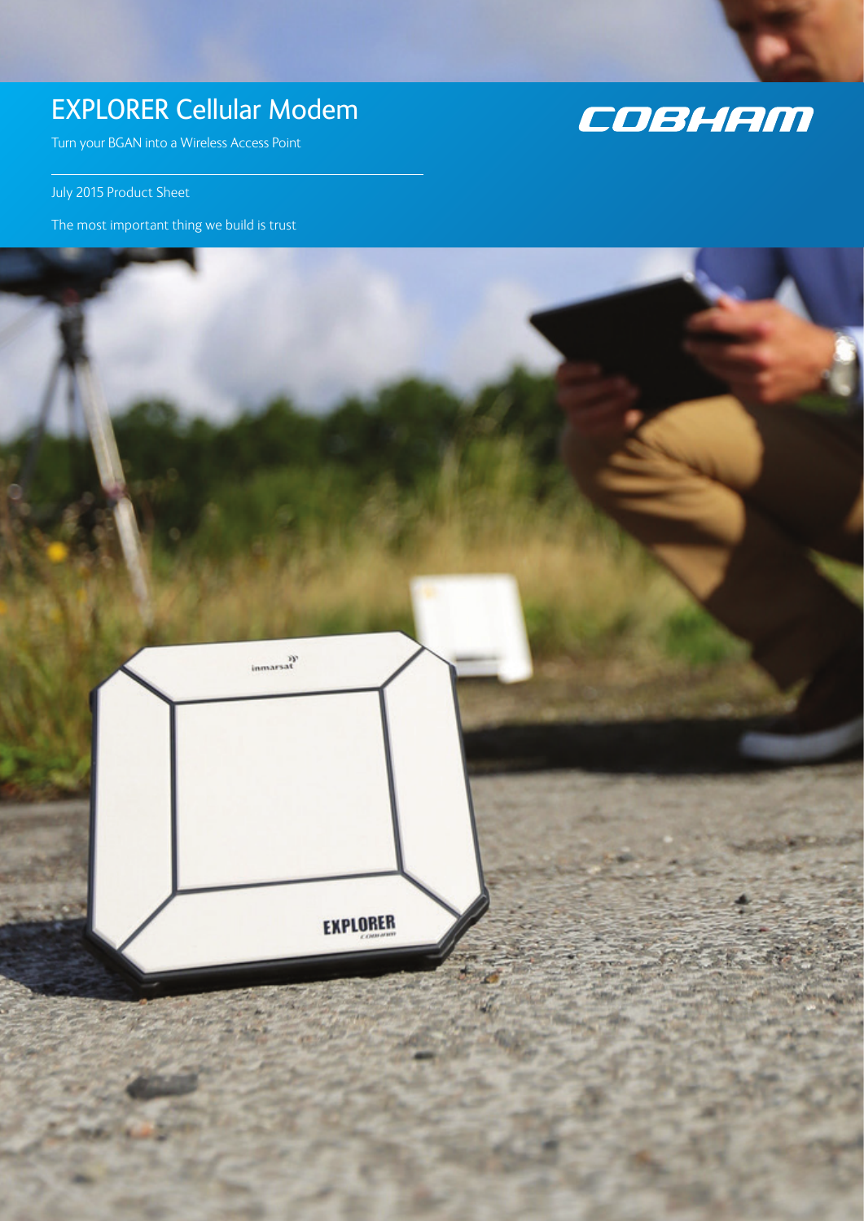# EXPLORER Cellular Modem

Turn your BGAN into a Wireless Access Point

COBHAM

July 2015 Product Sheet

The most important thing we build is trust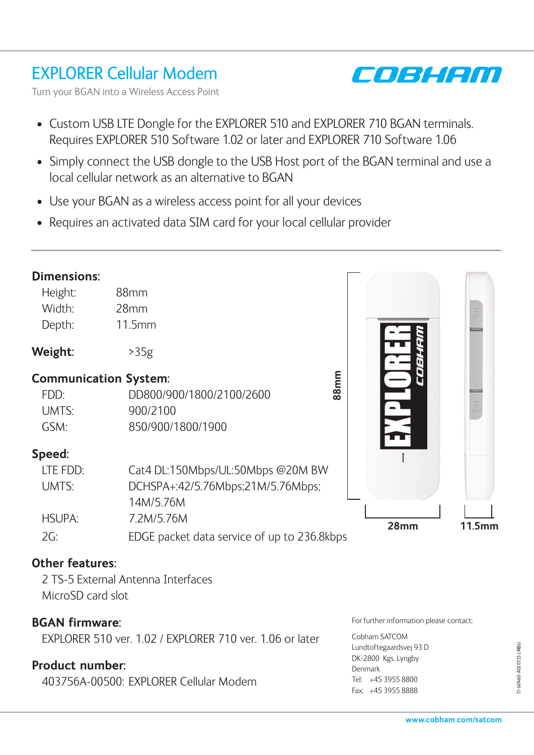# EXPLORER Cellular Modem

Turn your BGAN into a Wireless Access Point

- Custom USB LTE Dongle for the EXPLORER 510 and EXPLORER 710 BGAN terminals. Requires EXPLORER 510 Software 1.02 or later and EXPLORER 710 Software 1.06
- Simply connect the USB dongle to the USB Host port of the BGAN terminal and use a local cellular network as an alternative to BGAN
- Use your BGAN as a wireless access point for all your devices
- Requires an activated data SIM card for your local cellular provider

**Dimensions:**

| | |
|---|---|
| Height: | 88mm |
| Width: | 28mm |
| Depth: | 11.5mm |

**Weight:** >35g

**Communication System:**

| | |
|---|---|
| FDD: | DD800/900/1800/2100/2600 |
| UMTS: | 900/2100 |
| GSM: | 850/900/1800/1900 |

**Speed:**

| | |
|---|---|
| LTE FDD: | Cat4 DL:150Mbps/UL:50Mbps @20M BW |
| UMTS: | DCHSPA+:42/5.76Mbps;21M/5.76Mbps; 14M/5.76M |
| HSUPA: | 7.2M/5.76M |
| 2G: | EDGE packet data service of up to 236.8kbps |

88mm

28mm

11.5mm

**Other features:**

2 TS-5 External Antenna Interfaces
MicroSD card slot

**BGAN firmware:**

EXPLORER 510 ver. 1.02 / EXPLORER 710 ver. 1.06 or later

**Product number:**

403756A-00500: EXPLORER Cellular Modem

For further information please contact:

Cobham SATCOM
Lundtoftegaardsvej 93 D
DK-2800 Kgs. Lyngby
Denmark
Tel: +45 3955 8800
Fax: +45 3955 8888

71-147460-A01 07.15 LMBU

www.cobham.com/satcom